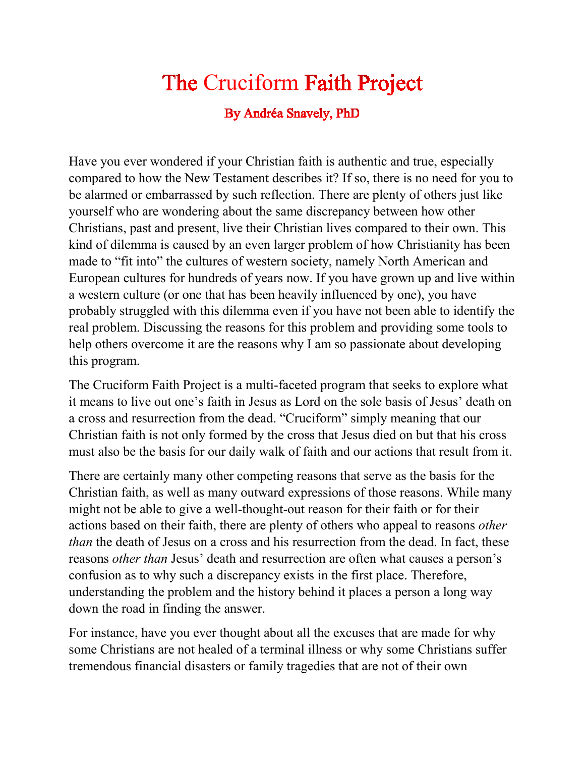# The Cruciform Faith Project

### By Andréa Snavely, PhD

Have you ever wondered if your Christian faith is authentic and true, especially compared to how the New Testament describes it? If so, there is no need for you to be alarmed or embarrassed by such reflection. There are plenty of others just like yourself who are wondering about the same discrepancy between how other Christians, past and present, live their Christian lives compared to their own. This kind of dilemma is caused by an even larger problem of how Christianity has been made to "fit into" the cultures of western society, namely North American and European cultures for hundreds of years now. If you have grown up and live within a western culture (or one that has been heavily influenced by one), you have probably struggled with this dilemma even if you have not been able to identify the real problem. Discussing the reasons for this problem and providing some tools to help others overcome it are the reasons why I am so passionate about developing this program.

The Cruciform Faith Project is a multi-faceted program that seeks to explore what it means to live out one's faith in Jesus as Lord on the sole basis of Jesus' death on a cross and resurrection from the dead. "Cruciform" simply meaning that our Christian faith is not only formed by the cross that Jesus died on but that his cross must also be the basis for our daily walk of faith and our actions that result from it.

There are certainly many other competing reasons that serve as the basis for the Christian faith, as well as many outward expressions of those reasons. While many might not be able to give a well-thought-out reason for their faith or for their actions based on their faith, there are plenty of others who appeal to reasons *other than* the death of Jesus on a cross and his resurrection from the dead. In fact, these reasons *other than* Jesus' death and resurrection are often what causes a person's confusion as to why such a discrepancy exists in the first place. Therefore, understanding the problem and the history behind it places a person a long way down the road in finding the answer.

For instance, have you ever thought about all the excuses that are made for why some Christians are not healed of a terminal illness or why some Christians suffer tremendous financial disasters or family tragedies that are not of their own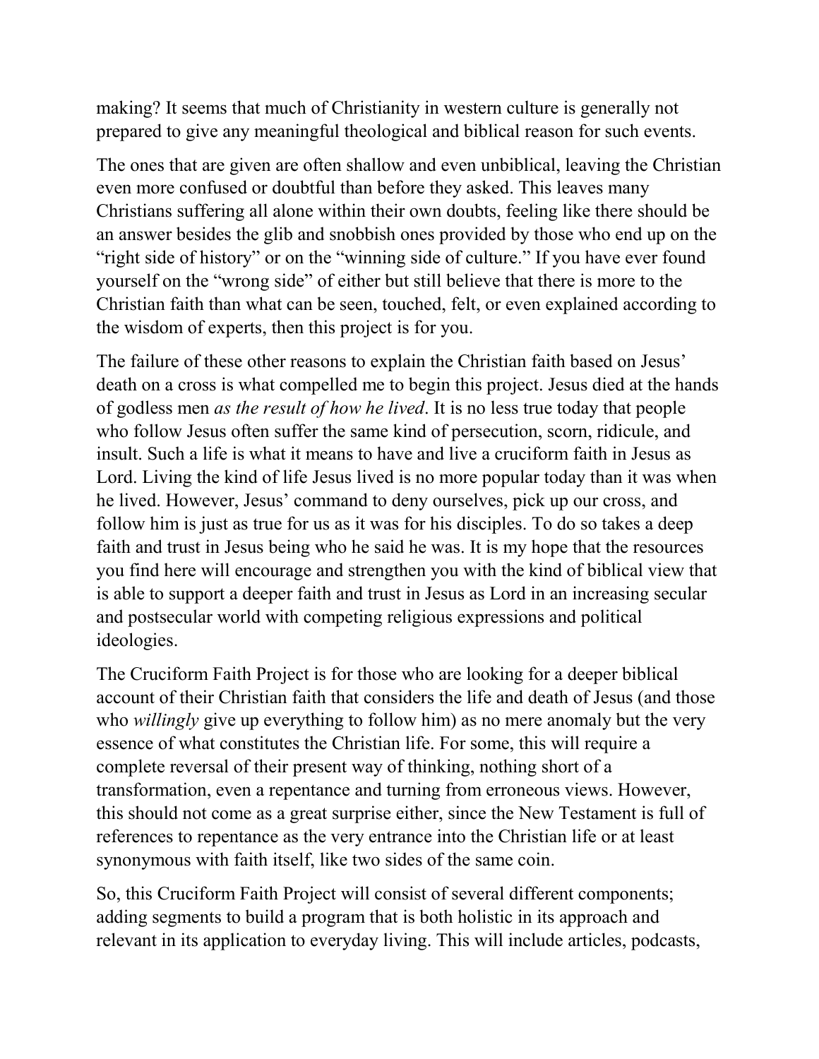making? It seems that much of Christianity in western culture is generally not prepared to give any meaningful theological and biblical reason for such events.

The ones that are given are often shallow and even unbiblical, leaving the Christian even more confused or doubtful than before they asked. This leaves many Christians suffering all alone within their own doubts, feeling like there should be an answer besides the glib and snobbish ones provided by those who end up on the "right side of history" or on the "winning side of culture." If you have ever found yourself on the "wrong side" of either but still believe that there is more to the Christian faith than what can be seen, touched, felt, or even explained according to the wisdom of experts, then this project is for you.

The failure of these other reasons to explain the Christian faith based on Jesus' death on a cross is what compelled me to begin this project. Jesus died at the hands of godless men *as the result of how he lived*. It is no less true today that people who follow Jesus often suffer the same kind of persecution, scorn, ridicule, and insult. Such a life is what it means to have and live a cruciform faith in Jesus as Lord. Living the kind of life Jesus lived is no more popular today than it was when he lived. However, Jesus' command to deny ourselves, pick up our cross, and follow him is just as true for us as it was for his disciples. To do so takes a deep faith and trust in Jesus being who he said he was. It is my hope that the resources you find here will encourage and strengthen you with the kind of biblical view that is able to support a deeper faith and trust in Jesus as Lord in an increasing secular and postsecular world with competing religious expressions and political ideologies.

The Cruciform Faith Project is for those who are looking for a deeper biblical account of their Christian faith that considers the life and death of Jesus (and those who *willingly* give up everything to follow him) as no mere anomaly but the very essence of what constitutes the Christian life. For some, this will require a complete reversal of their present way of thinking, nothing short of a transformation, even a repentance and turning from erroneous views. However, this should not come as a great surprise either, since the New Testament is full of references to repentance as the very entrance into the Christian life or at least synonymous with faith itself, like two sides of the same coin.

So, this Cruciform Faith Project will consist of several different components; adding segments to build a program that is both holistic in its approach and relevant in its application to everyday living. This will include articles, podcasts,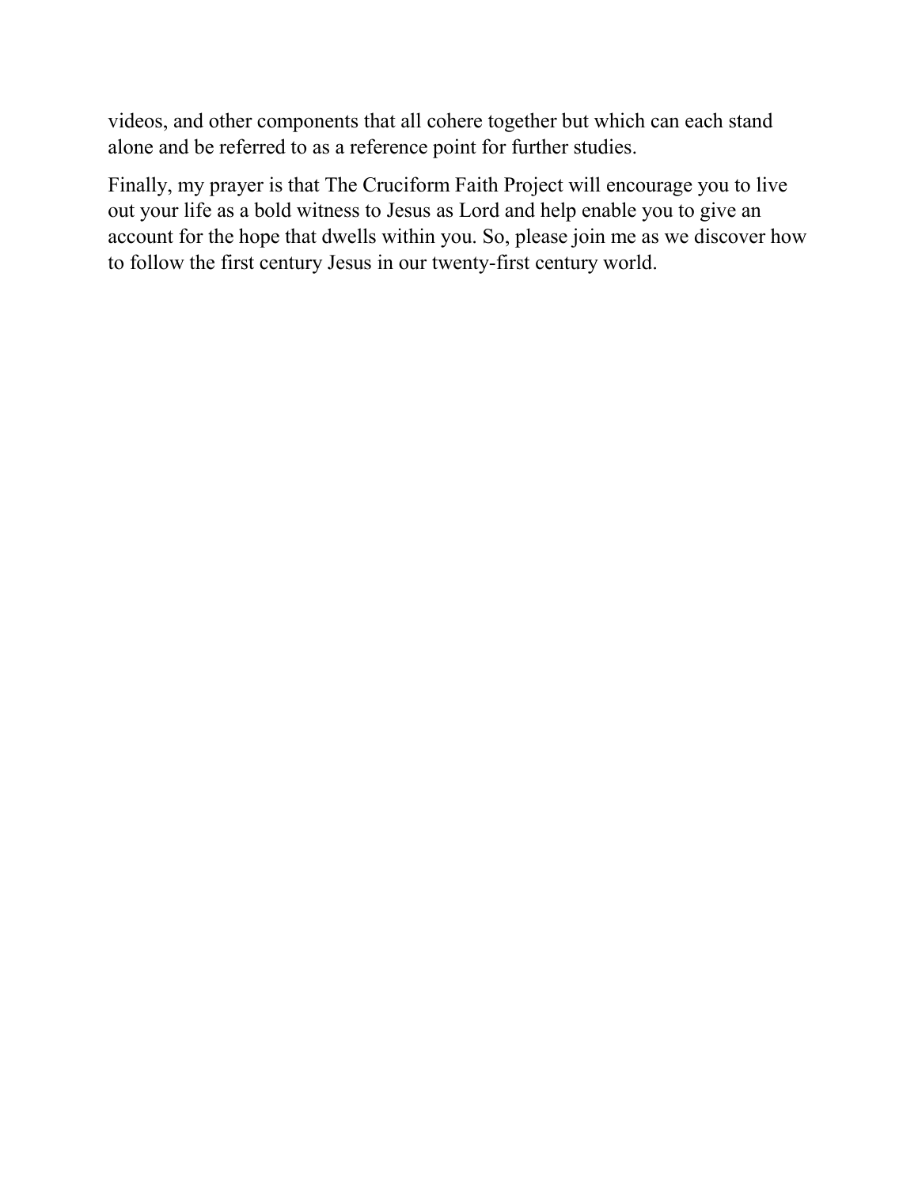videos, and other components that all cohere together but which can each stand alone and be referred to as a reference point for further studies.

Finally, my prayer is that The Cruciform Faith Project will encourage you to live out your life as a bold witness to Jesus as Lord and help enable you to give an account for the hope that dwells within you. So, please join me as we discover how to follow the first century Jesus in our twenty-first century world.